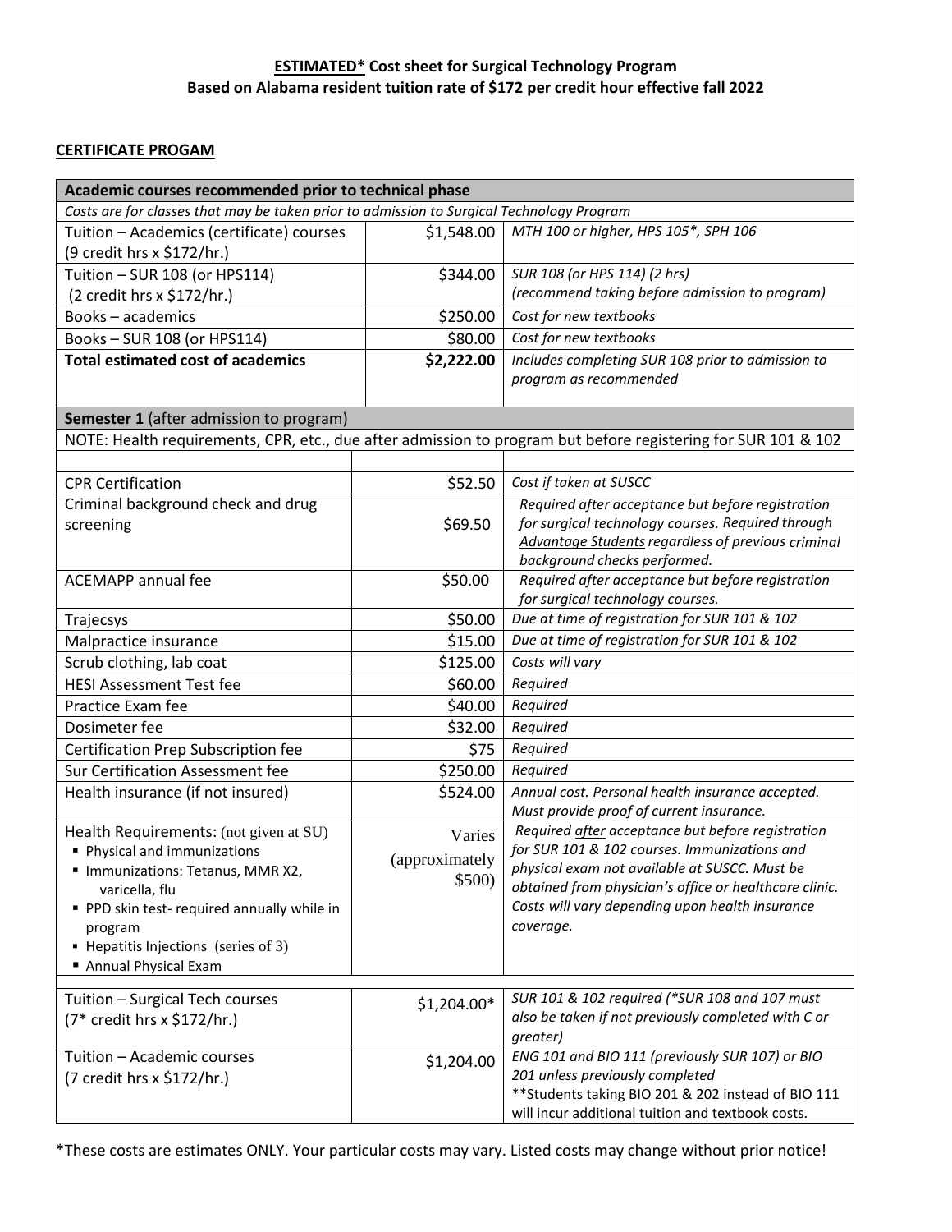**ESTIMATED\* Cost sheet for Surgical Technology Program**
**Based on Alabama resident tuition rate of $172 per credit hour effective fall 2022**

**CERTIFICATE PROGAM**

| **Academic courses recommended prior to technical phase** | | |
|---|---|---|
| *Costs are for classes that may be taken prior to admission to Surgical Technology Program* | | |
| Tuition – Academics (certificate) courses (9 credit hrs x $172/hr.) | $1,548.00 | *MTH 100 or higher, HPS 105\*, SPH 106* |
| Tuition – SUR 108 (or HPS114) (2 credit hrs x $172/hr.) | $344.00 | *SUR 108 (or HPS 114) (2 hrs) (recommend taking before admission to program)* |
| Books – academics | $250.00 | *Cost for new textbooks* |
| Books – SUR 108 (or HPS114) | $80.00 | *Cost for new textbooks* |
| **Total estimated cost of academics** | **$2,222.00** | *Includes completing SUR 108 prior to admission to program as recommended* |
| **Semester 1** (after admission to program) | | |
| NOTE: Health requirements, CPR, etc., due after admission to program but before registering for SUR 101 & 102 | | |
| | | |
| CPR Certification | $52.50 | *Cost if taken at SUSCC* |
| Criminal background check and drug screening | $69.50 | *Required after acceptance but before registration for surgical technology courses. Required through Advantage Students regardless of previous criminal background checks performed.* |
| ACEMAPP annual fee | $50.00 | *Required after acceptance but before registration for surgical technology courses.* |
| Trajecsys | $50.00 | *Due at time of registration for SUR 101 & 102* |
| Malpractice insurance | $15.00 | *Due at time of registration for SUR 101 & 102* |
| Scrub clothing, lab coat | $125.00 | *Costs will vary* |
| HESI Assessment Test fee | $60.00 | *Required* |
| Practice Exam fee | $40.00 | *Required* |
| Dosimeter fee | $32.00 | *Required* |
| Certification Prep Subscription fee | $75 | *Required* |
| Sur Certification Assessment fee | $250.00 | *Required* |
| Health insurance (if not insured) | $524.00 | *Annual cost. Personal health insurance accepted. Must provide proof of current insurance.* |
| Health Requirements: (not given at SU)<br>▪ Physical and immunizations<br>▪ Immunizations: Tetanus, MMR X2, varicella, flu<br>▪ PPD skin test- required annually while in program<br>▪ Hepatitis Injections (series of 3)<br>▪ Annual Physical Exam | Varies (approximately $500) | *Required after acceptance but before registration for SUR 101 & 102 courses. Immunizations and physical exam not available at SUSCC. Must be obtained from physician's office or healthcare clinic. Costs will vary depending upon health insurance coverage.* |
| | | |
| Tuition – Surgical Tech courses (7\* credit hrs x $172/hr.) | $1,204.00\* | *SUR 101 & 102 required (\*SUR 108 and 107 must also be taken if not previously completed with C or greater)* |
| Tuition – Academic courses (7 credit hrs x $172/hr.) | $1,204.00 | *ENG 101 and BIO 111 (previously SUR 107) or BIO 201 unless previously completed*<br>\*\*Students taking BIO 201 & 202 instead of BIO 111 will incur additional tuition and textbook costs. |

\*These costs are estimates ONLY. Your particular costs may vary. Listed costs may change without prior notice!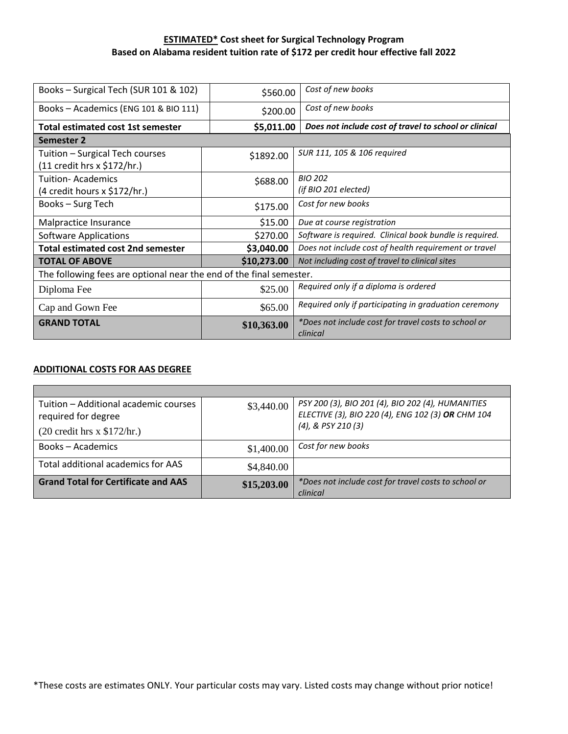**ESTIMATED* Cost sheet for Surgical Technology Program**
**Based on Alabama resident tuition rate of $172 per credit hour effective fall 2022**

| | | |
|---|---|---|
| Books – Surgical Tech (SUR 101 & 102) | $560.00 | *Cost of new books* |
| Books – Academics (ENG 101 & BIO 111) | $200.00 | *Cost of new books* |
| **Total estimated cost 1st semester** | **$5,011.00** | ***Does not include cost of travel to school or clinical*** |
| **Semester 2** | | |
| Tuition – Surgical Tech courses (11 credit hrs x $172/hr.) | $1892.00 | *SUR 111, 105 & 106 required* |
| Tuition- Academics (4 credit hours x $172/hr.) | $688.00 | *BIO 202 (if BIO 201 elected)* |
| Books – Surg Tech | $175.00 | *Cost for new books* |
| Malpractice Insurance | $15.00 | *Due at course registration* |
| Software Applications | $270.00 | *Software is required. Clinical book bundle is required.* |
| **Total estimated cost 2nd semester** | **$3,040.00** | *Does not include cost of health requirement or travel* |
| **TOTAL OF ABOVE** | **$10,273.00** | *Not including cost of travel to clinical sites* |
| The following fees are optional near the end of the final semester. | | |
| Diploma Fee | $25.00 | *Required only if a diploma is ordered* |
| Cap and Gown Fee | $65.00 | *Required only if participating in graduation ceremony* |
| **GRAND TOTAL** | **$10,363.00** | **Does not include cost for travel costs to school or clinical* |

**ADDITIONAL COSTS FOR AAS DEGREE**

| | | |
|---|---|---|
| Tuition – Additional academic courses required for degree (20 credit hrs x $172/hr.) | $3,440.00 | *PSY 200 (3), BIO 201 (4), BIO 202 (4), HUMANITIES ELECTIVE (3), BIO 220 (4), ENG 102 (3) **OR** CHM 104 (4), & PSY 210 (3)* |
| Books – Academics | $1,400.00 | *Cost for new books* |
| Total additional academics for AAS | $4,840.00 | |
| **Grand Total for Certificate and AAS** | **$15,203.00** | **Does not include cost for travel costs to school or clinical* |

*These costs are estimates ONLY. Your particular costs may vary. Listed costs may change without prior notice!